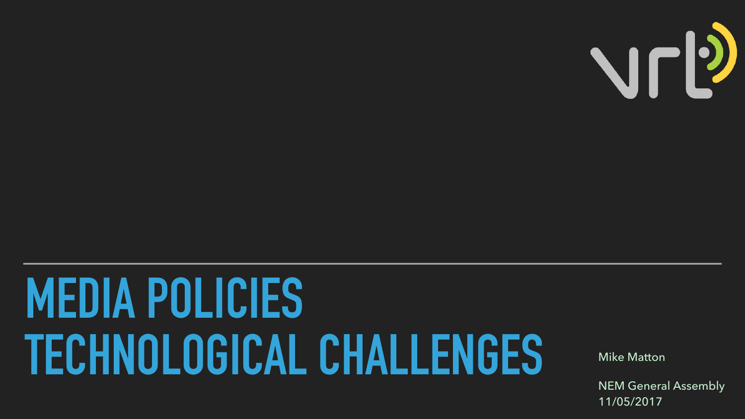# MEDIA POLICIES
# TECHNOLOGICAL CHALLENGES

Mike Matton

NEM General Assembly
11/05/2017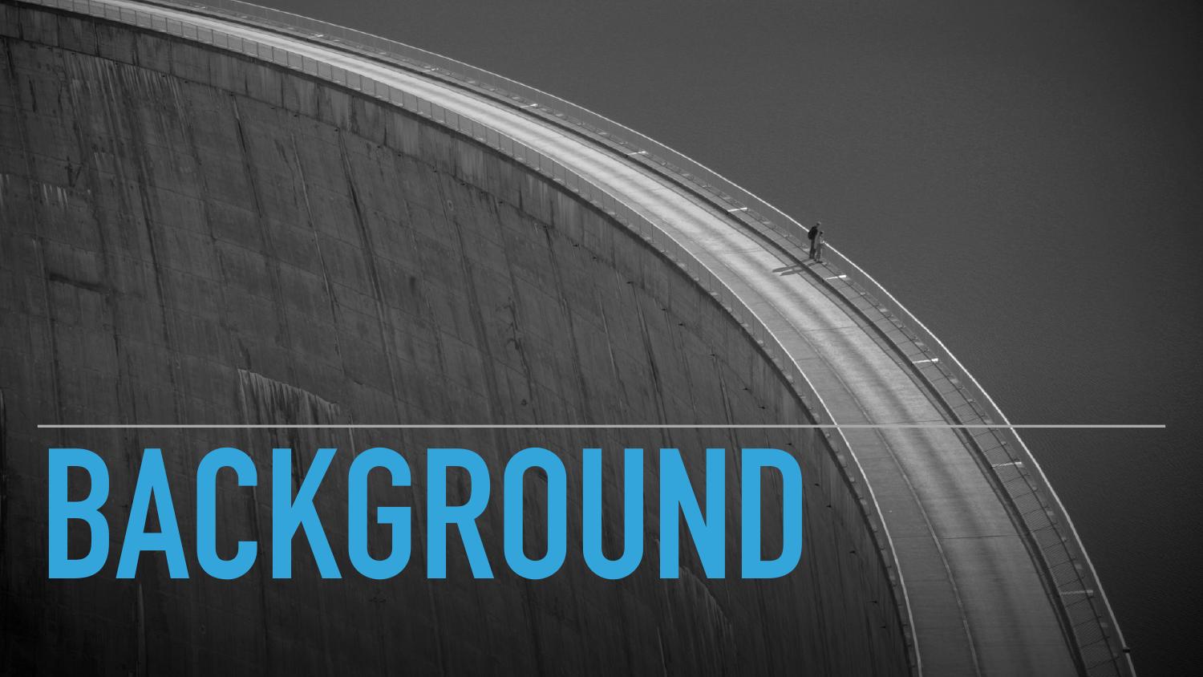# BACKGROUND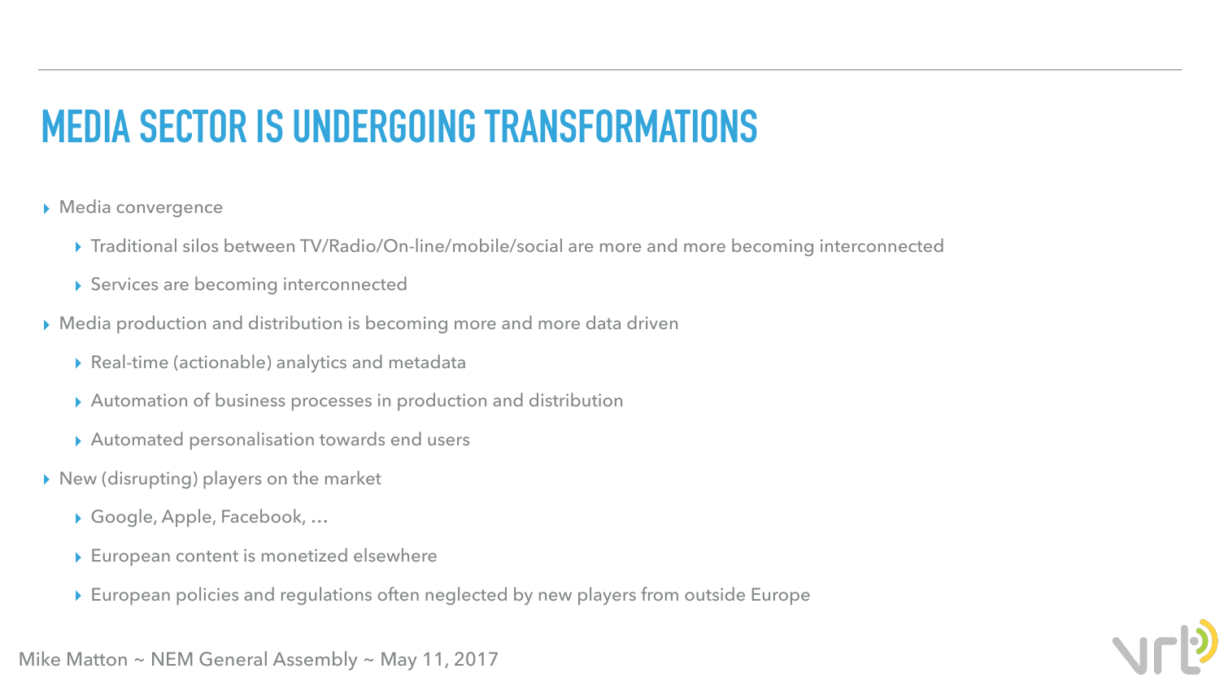# MEDIA SECTOR IS UNDERGOING TRANSFORMATIONS

- Media convergence
  - Traditional silos between TV/Radio/On-line/mobile/social are more and more becoming interconnected
  - Services are becoming interconnected
- Media production and distribution is becoming more and more data driven
  - Real-time (actionable) analytics and metadata
  - Automation of business processes in production and distribution
  - Automated personalisation towards end users
- New (disrupting) players on the market
  - Google, Apple, Facebook, …
  - European content is monetized elsewhere
  - European policies and regulations often neglected by new players from outside Europe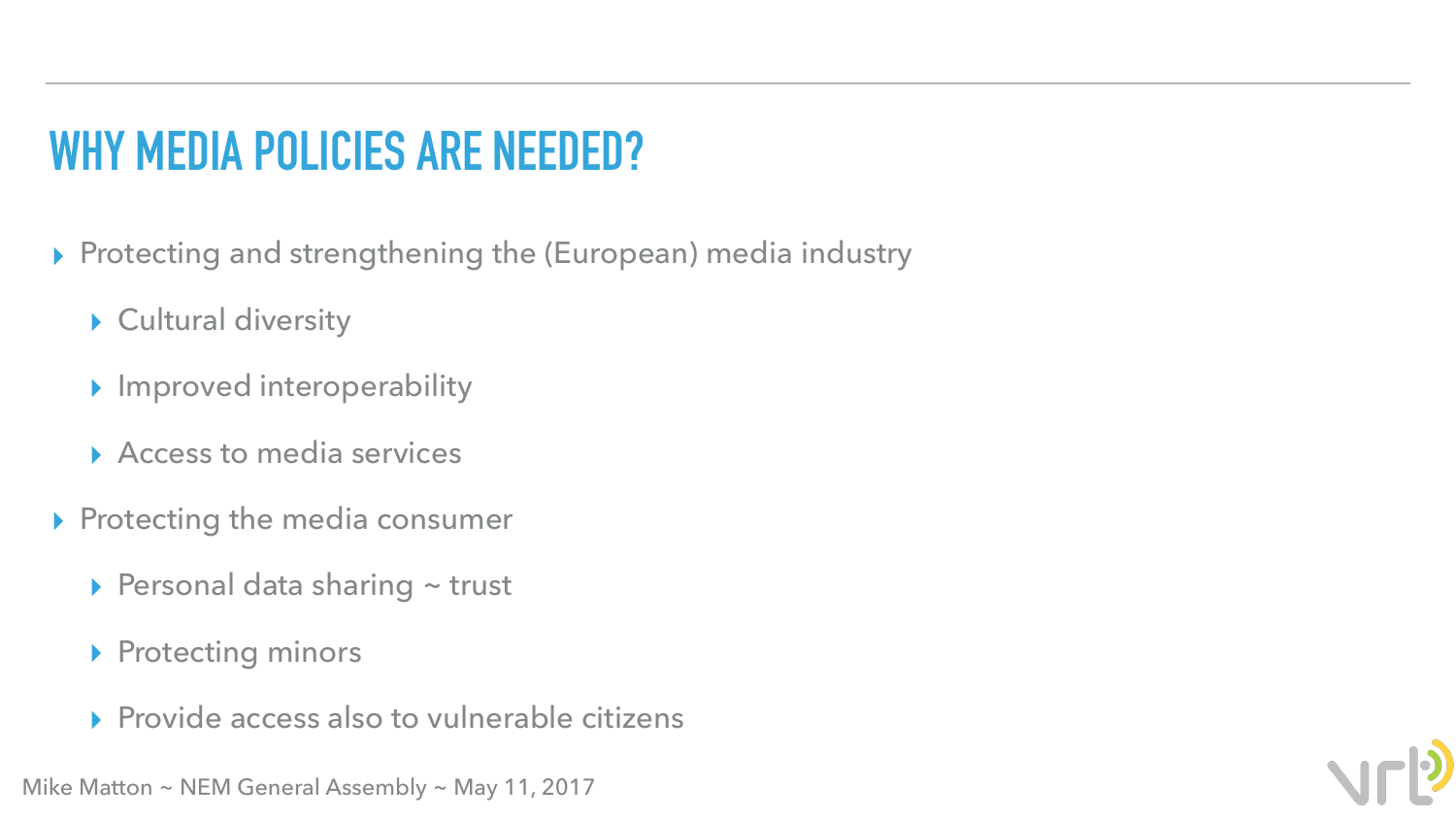# WHY MEDIA POLICIES ARE NEEDED?

- Protecting and strengthening the (European) media industry
  - Cultural diversity
  - Improved interoperability
  - Access to media services
- Protecting the media consumer
  - Personal data sharing ~ trust
  - Protecting minors
  - Provide access also to vulnerable citizens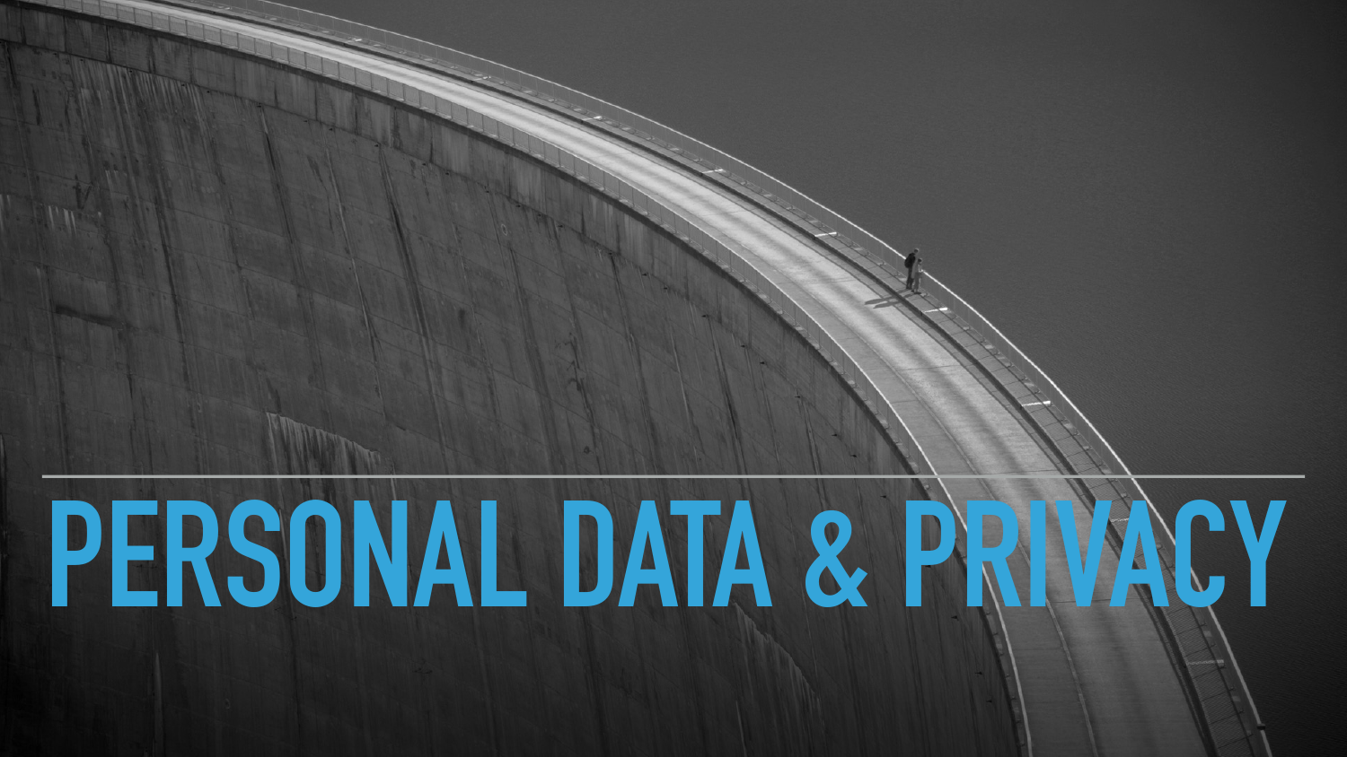# PERSONAL DATA & PRIVACY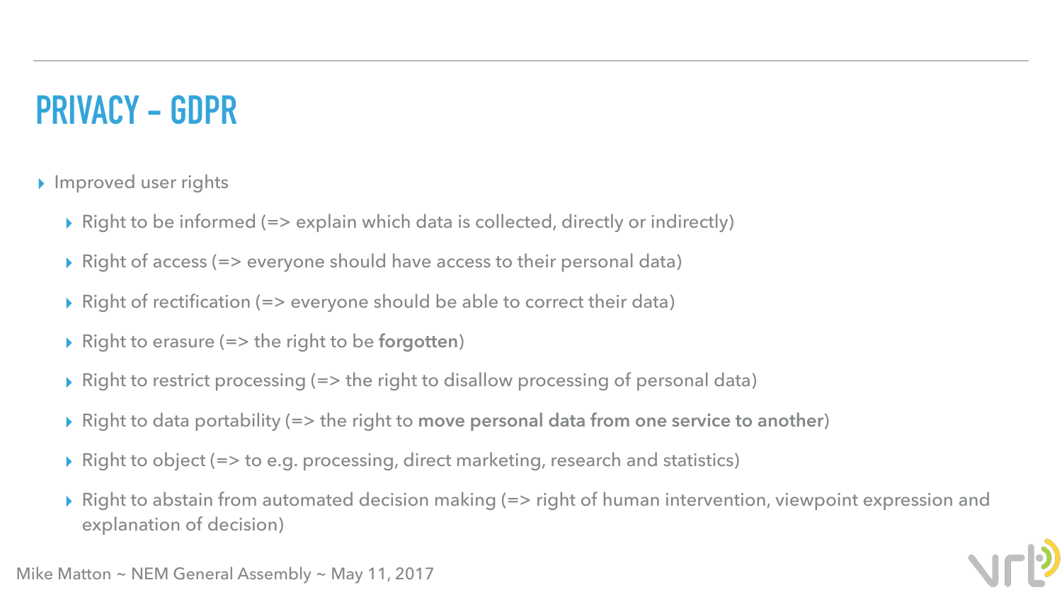# PRIVACY - GDPR

- Improved user rights
  - Right to be informed (=> explain which data is collected, directly or indirectly)
  - Right of access (=> everyone should have access to their personal data)
  - Right of rectification (=> everyone should be able to correct their data)
  - Right to erasure (=> the right to be **forgotten**)
  - Right to restrict processing (=> the right to disallow processing of personal data)
  - Right to data portability (=> the right to **move personal data from one service to another**)
  - Right to object (=> to e.g. processing, direct marketing, research and statistics)
  - Right to abstain from automated decision making (=> right of human intervention, viewpoint expression and explanation of decision)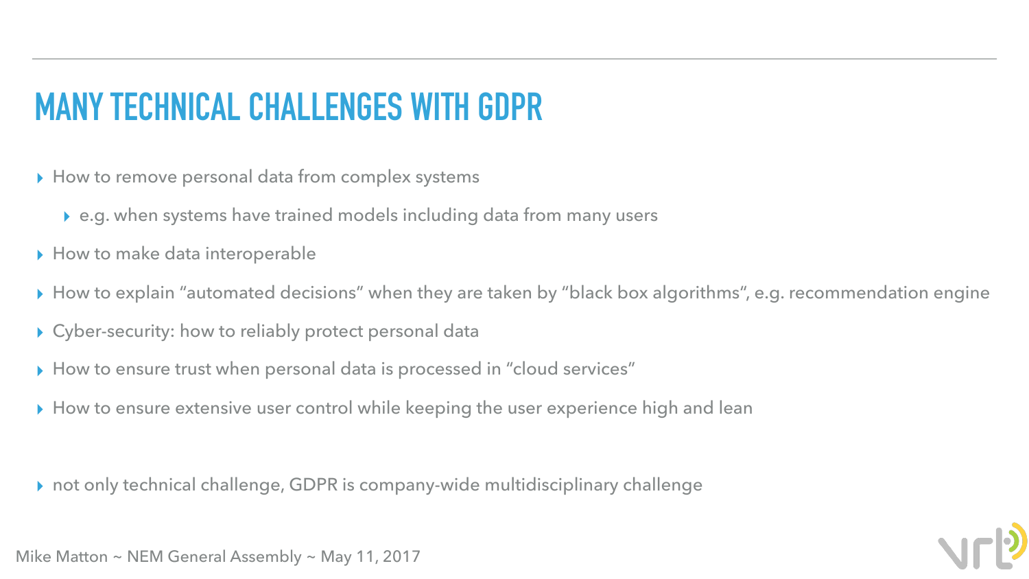# MANY TECHNICAL CHALLENGES WITH GDPR

- How to remove personal data from complex systems
  - e.g. when systems have trained models including data from many users
- How to make data interoperable
- How to explain “automated decisions” when they are taken by “black box algorithms“, e.g. recommendation engine
- Cyber-security: how to reliably protect personal data
- How to ensure trust when personal data is processed in “cloud services”
- How to ensure extensive user control while keeping the user experience high and lean

- not only technical challenge, GDPR is company-wide multidisciplinary challenge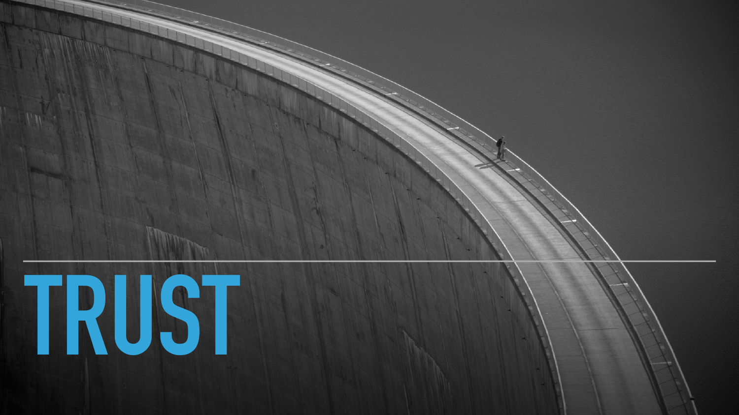# TRUST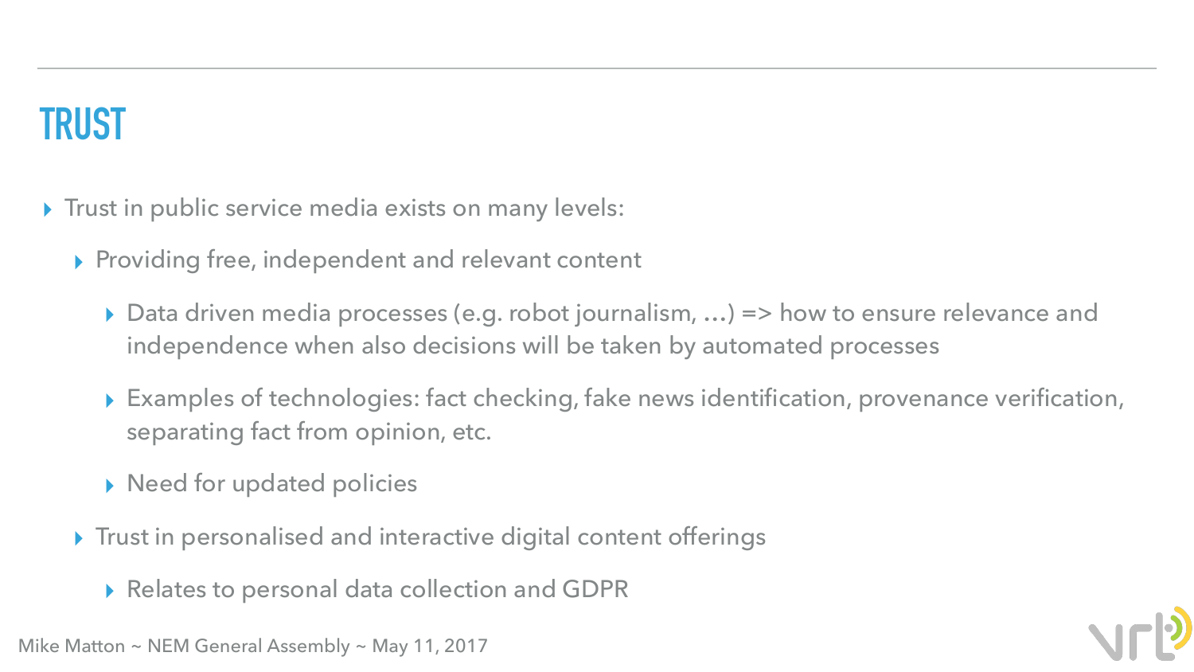# TRUST

- Trust in public service media exists on many levels:
  - Providing free, independent and relevant content
    - Data driven media processes (e.g. robot journalism, …) => how to ensure relevance and independence when also decisions will be taken by automated processes
    - Examples of technologies: fact checking, fake news identification, provenance verification, separating fact from opinion, etc.
    - Need for updated policies
  - Trust in personalised and interactive digital content offerings
    - Relates to personal data collection and GDPR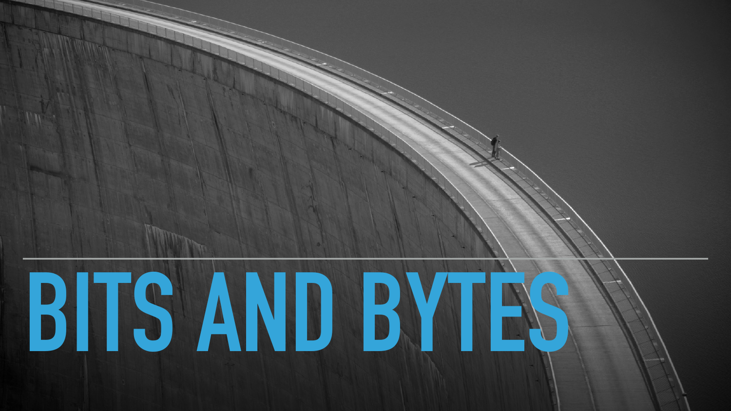# BITS AND BYTES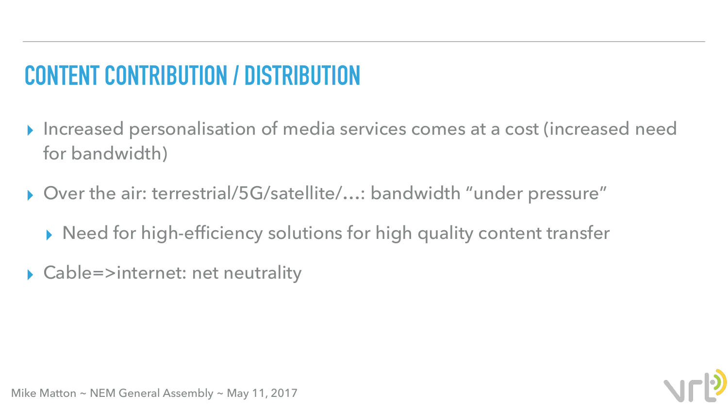# CONTENT CONTRIBUTION / DISTRIBUTION

- Increased personalisation of media services comes at a cost (increased need for bandwidth)
- Over the air: terrestrial/5G/satellite/…: bandwidth “under pressure”
  - Need for high-efficiency solutions for high quality content transfer
- Cable=>internet: net neutrality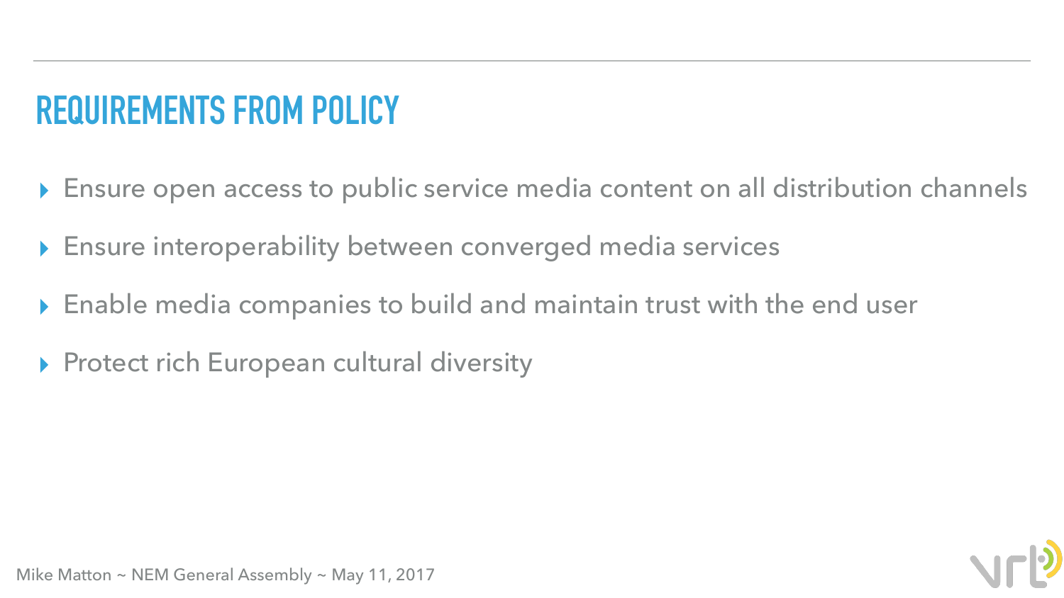# REQUIREMENTS FROM POLICY

- Ensure open access to public service media content on all distribution channels
- Ensure interoperability between converged media services
- Enable media companies to build and maintain trust with the end user
- Protect rich European cultural diversity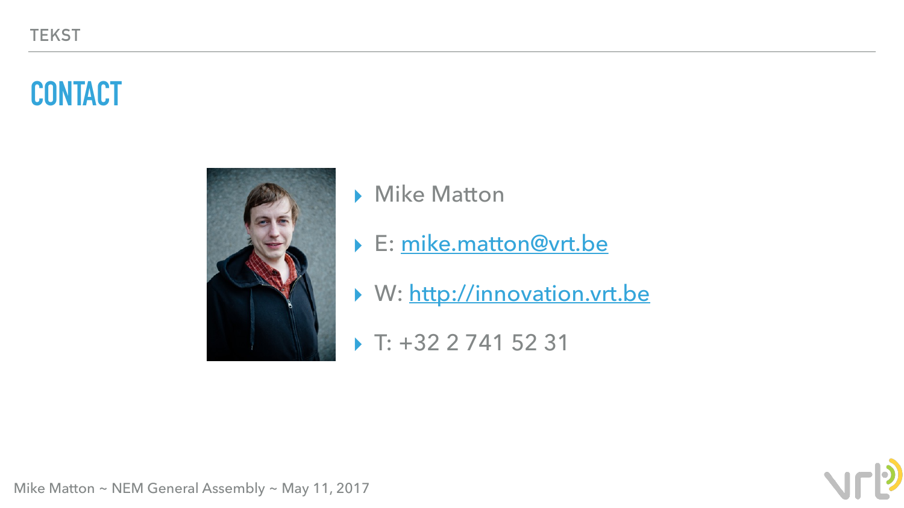TEKST

# CONTACT

- Mike Matton
- E: mike.matton@vrt.be
- W: http://innovation.vrt.be
- T: +32 2 741 52 31